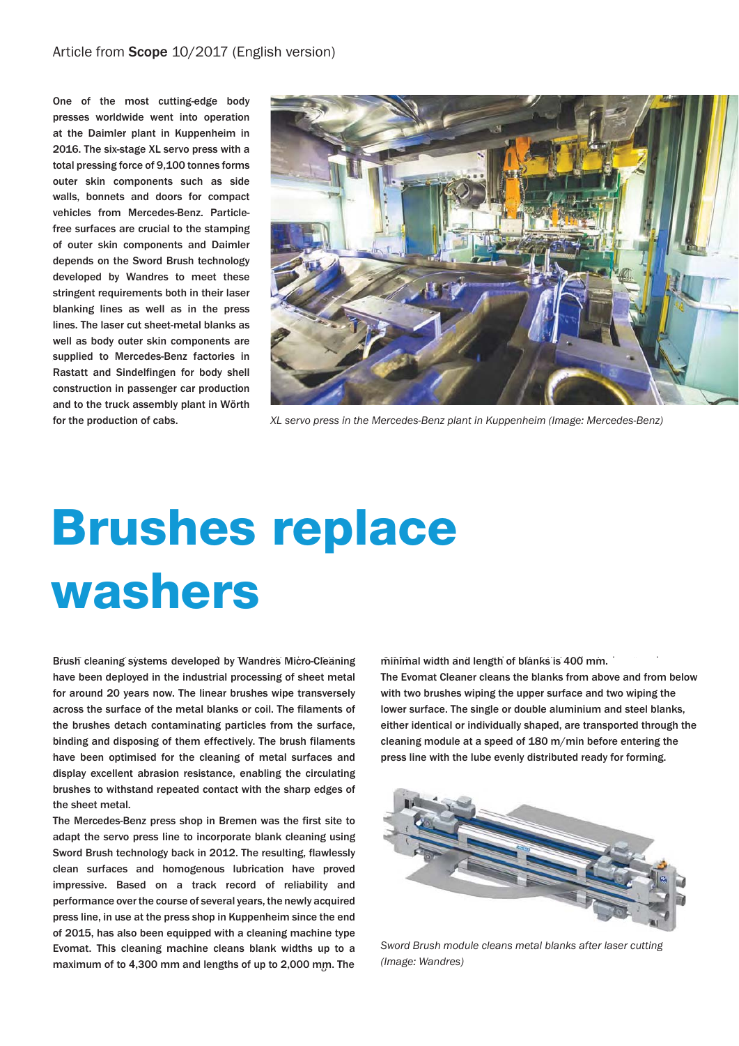Article from **Scope** 10/2017 (English version)

**One of the most cutting-edge body presses worldwide went into operation at the Daimler plant in Kuppenheim in 2016. The six-stage XL servo press with a total pressing force of 9,100 tonnes forms outer skin components such as side walls, bonnets and doors for compact vehicles from Mercedes-Benz. Particle-free surfaces are crucial to the stamping of outer skin components and Daimler depends on the Sword Brush technology developed by Wandres to meet these stringent requirements both in their laser blanking lines as well as in the press lines. The laser cut sheet-metal blanks as well as body outer skin components are supplied to Mercedes-Benz factories in Rastatt and Sindelfingen for body shell construction in passenger car production and to the truck assembly plant in Wörth for the production of cabs.**

*XL servo press in the Mercedes-Benz plant in Kuppenheim (Image: Mercedes-Benz)*

# Brushes replace washers

Brush cleaning systems developed by Wandres Micro-Cleaning have been deployed in the industrial processing of sheet metal for around 20 years now. The linear brushes wipe transversely across the surface of the metal blanks or coil. The filaments of the brushes detach contaminating particles from the surface, binding and disposing of them effectively. The brush filaments have been optimised for the cleaning of metal surfaces and display excellent abrasion resistance, enabling the circulating brushes to withstand repeated contact with the sharp edges of the sheet metal.

The Mercedes-Benz press shop in Bremen was the first site to adapt the servo press line to incorporate blank cleaning using Sword Brush technology back in 2012. The resulting, flawlessly clean surfaces and homogenous lubrication have proved impressive. Based on a track record of reliability and performance over the course of several years, the newly acquired press line, in use at the press shop in Kuppenheim since the end of 2015, has also been equipped with a cleaning machine type Evomat. This cleaning machine cleans blank widths up to a maximum of to 4,300 mm and lengths of up to 2,000 mm. The minimal width and length of blanks is 400 mm.

The Evomat Cleaner cleans the blanks from above and from below with two brushes wiping the upper surface and two wiping the lower surface. The single or double aluminium and steel blanks, either identical or individually shaped, are transported through the cleaning module at a speed of 180 m/min before entering the press line with the lube evenly distributed ready for forming.

*Sword Brush module cleans metal blanks after laser cutting (Image: Wandres)*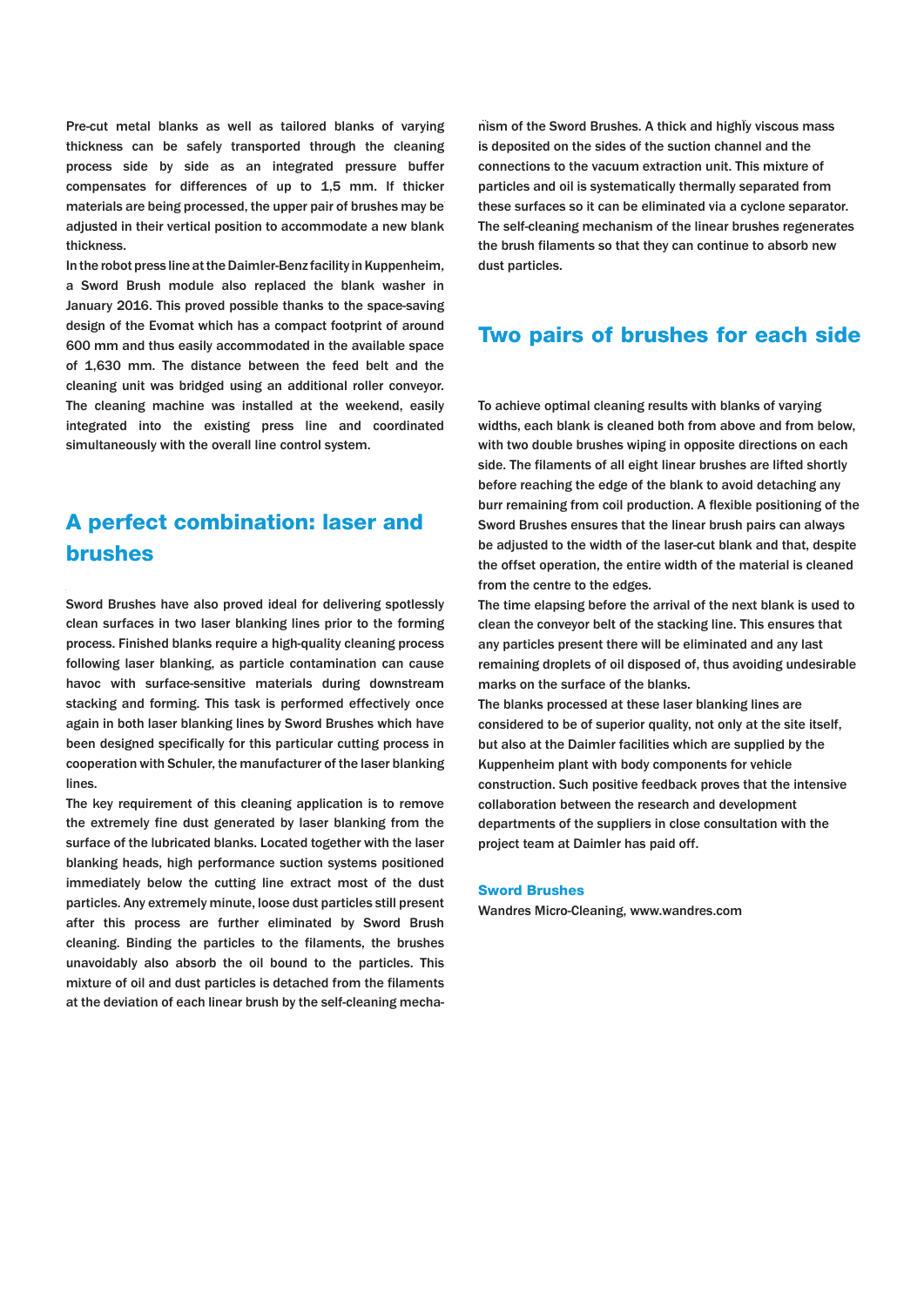Pre-cut metal blanks as well as tailored blanks of varying thickness can be safely transported through the cleaning process side by side as an integrated pressure buffer compensates for differences of up to 1,5 mm. If thicker materials are being processed, the upper pair of brushes may be adjusted in their vertical position to accommodate a new blank thickness.

In the robot press line at the Daimler-Benz facility in Kuppenheim, a Sword Brush module also replaced the blank washer in January 2016. This proved possible thanks to the space-saving design of the Evomat which has a compact footprint of around 600 mm and thus easily accommodated in the available space of 1,630 mm. The distance between the feed belt and the cleaning unit was bridged using an additional roller conveyor. The cleaning machine was installed at the weekend, easily integrated into the existing press line and coordinated simultaneously with the overall line control system.

## A perfect combination: laser and brushes

Sword Brushes have also proved ideal for delivering spotlessly clean surfaces in two laser blanking lines prior to the forming process. Finished blanks require a high-quality cleaning process following laser blanking, as particle contamination can cause havoc with surface-sensitive materials during downstream stacking and forming. This task is performed effectively once again in both laser blanking lines by Sword Brushes which have been designed specifically for this particular cutting process in cooperation with Schuler, the manufacturer of the laser blanking lines.

The key requirement of this cleaning application is to remove the extremely fine dust generated by laser blanking from the surface of the lubricated blanks. Located together with the laser blanking heads, high performance suction systems positioned immediately below the cutting line extract most of the dust particles. Any extremely minute, loose dust particles still present after this process are further eliminated by Sword Brush cleaning. Binding the particles to the filaments, the brushes unavoidably also absorb the oil bound to the particles. This mixture of oil and dust particles is detached from the filaments at the deviation of each linear brush by the self-cleaning mechanism of the Sword Brushes. A thick and highly viscous mass is deposited on the sides of the suction channel and the connections to the vacuum extraction unit. This mixture of particles and oil is systematically thermally separated from these surfaces so it can be eliminated via a cyclone separator. The self-cleaning mechanism of the linear brushes regenerates the brush filaments so that they can continue to absorb new dust particles.

## Two pairs of brushes for each side

To achieve optimal cleaning results with blanks of varying widths, each blank is cleaned both from above and from below, with two double brushes wiping in opposite directions on each side. The filaments of all eight linear brushes are lifted shortly before reaching the edge of the blank to avoid detaching any burr remaining from coil production. A flexible positioning of the Sword Brushes ensures that the linear brush pairs can always be adjusted to the width of the laser-cut blank and that, despite the offset operation, the entire width of the material is cleaned from the centre to the edges.

The time elapsing before the arrival of the next blank is used to clean the conveyor belt of the stacking line. This ensures that any particles present there will be eliminated and any last remaining droplets of oil disposed of, thus avoiding undesirable marks on the surface of the blanks.

The blanks processed at these laser blanking lines are considered to be of superior quality, not only at the site itself, but also at the Daimler facilities which are supplied by the Kuppenheim plant with body components for vehicle construction. Such positive feedback proves that the intensive collaboration between the research and development departments of the suppliers in close consultation with the project team at Daimler has paid off.

**Sword Brushes**

Wandres Micro-Cleaning, www.wandres.com